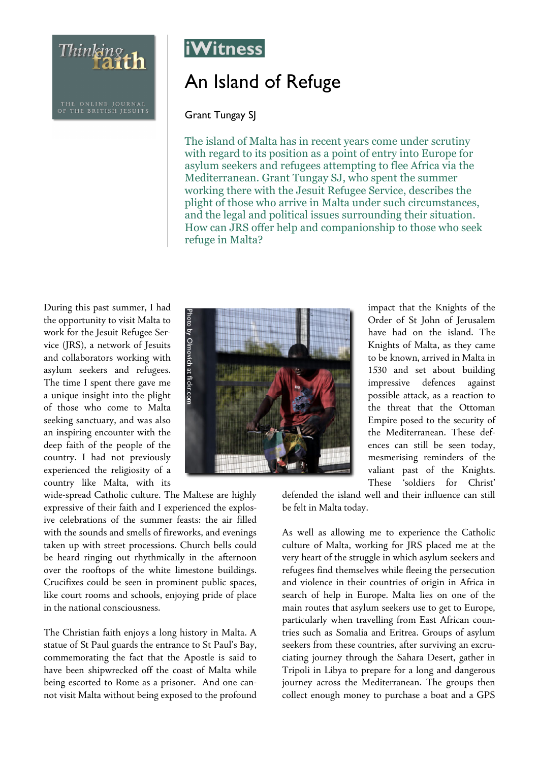iWitness

# An Island of Refuge

Grant Tungay SJ

The island of Malta has in recent years come under scrutiny with regard to its position as a point of entry into Europe for asylum seekers and refugees attempting to flee Africa via the Mediterranean. Grant Tungay SJ, who spent the summer working there with the Jesuit Refugee Service, describes the plight of those who arrive in Malta under such circumstances, and the legal and political issues surrounding their situation. How can JRS offer help and companionship to those who seek refuge in Malta?

During this past summer, I had the opportunity to visit Malta to work for the Jesuit Refugee Service (JRS), a network of Jesuits and collaborators working with asylum seekers and refugees. The time I spent there gave me a unique insight into the plight of those who come to Malta seeking sanctuary, and was also an inspiring encounter with the deep faith of the people of the country. I had not previously experienced the religiosity of a country like Malta, with its wide-spread Catholic culture. The Maltese are highly expressive of their faith and I experienced the explosive celebrations of the summer feasts: the air filled with the sounds and smells of fireworks, and evenings taken up with street processions. Church bells could be heard ringing out rhythmically in the afternoon over the rooftops of the white limestone buildings. Crucifixes could be seen in prominent public spaces, like court rooms and schools, enjoying pride of place in the national consciousness.

Photo by Olmovich at flickr.com

The Christian faith enjoys a long history in Malta. A statue of St Paul guards the entrance to St Paul's Bay, commemorating the fact that the Apostle is said to have been shipwrecked off the coast of Malta while being escorted to Rome as a prisoner. And one cannot visit Malta without being exposed to the profound impact that the Knights of the Order of St John of Jerusalem have had on the island. The Knights of Malta, as they came to be known, arrived in Malta in 1530 and set about building impressive defences against possible attack, as a reaction to the threat that the Ottoman Empire posed to the security of the Mediterranean. These defences can still be seen today, mesmerising reminders of the valiant past of the Knights. These 'soldiers for Christ' defended the island well and their influence can still be felt in Malta today.

As well as allowing me to experience the Catholic culture of Malta, working for JRS placed me at the very heart of the struggle in which asylum seekers and refugees find themselves while fleeing the persecution and violence in their countries of origin in Africa in search of help in Europe. Malta lies on one of the main routes that asylum seekers use to get to Europe, particularly when travelling from East African countries such as Somalia and Eritrea. Groups of asylum seekers from these countries, after surviving an excruciating journey through the Sahara Desert, gather in Tripoli in Libya to prepare for a long and dangerous journey across the Mediterranean. The groups then collect enough money to purchase a boat and a GPS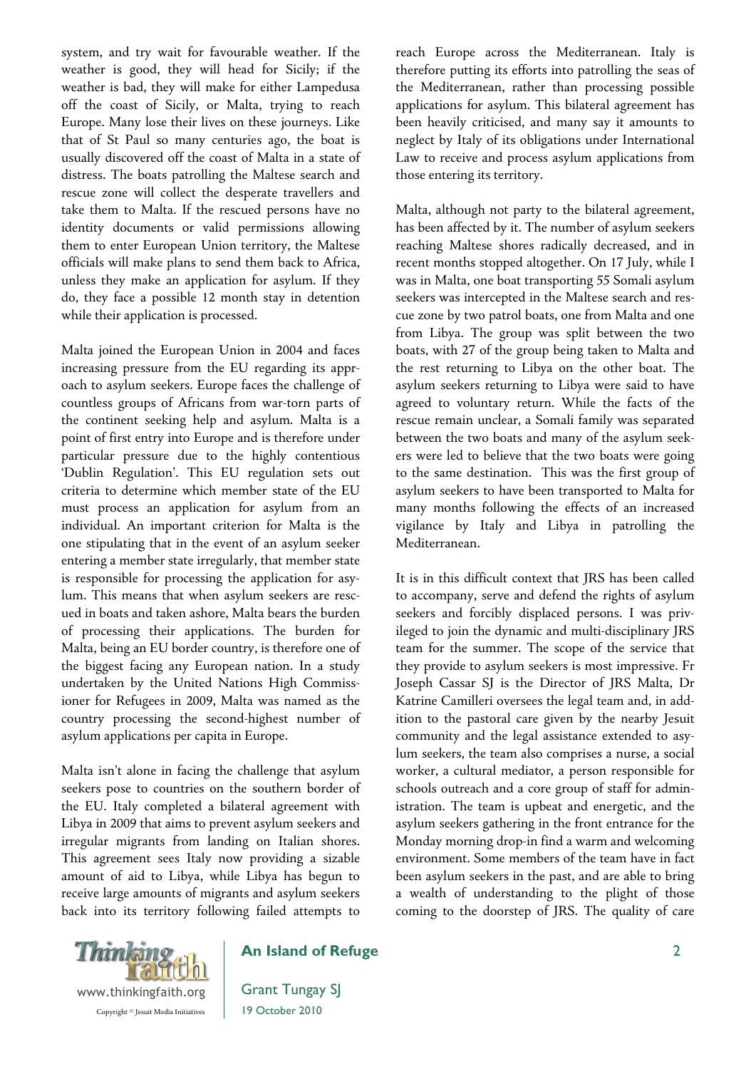system, and try wait for favourable weather. If the weather is good, they will head for Sicily; if the weather is bad, they will make for either Lampedusa off the coast of Sicily, or Malta, trying to reach Europe. Many lose their lives on these journeys. Like that of St Paul so many centuries ago, the boat is usually discovered off the coast of Malta in a state of distress. The boats patrolling the Maltese search and rescue zone will collect the desperate travellers and take them to Malta. If the rescued persons have no identity documents or valid permissions allowing them to enter European Union territory, the Maltese officials will make plans to send them back to Africa, unless they make an application for asylum. If they do, they face a possible 12 month stay in detention while their application is processed.

Malta joined the European Union in 2004 and faces increasing pressure from the EU regarding its approach to asylum seekers. Europe faces the challenge of countless groups of Africans from war-torn parts of the continent seeking help and asylum. Malta is a point of first entry into Europe and is therefore under particular pressure due to the highly contentious 'Dublin Regulation'. This EU regulation sets out criteria to determine which member state of the EU must process an application for asylum from an individual. An important criterion for Malta is the one stipulating that in the event of an asylum seeker entering a member state irregularly, that member state is responsible for processing the application for asylum. This means that when asylum seekers are rescued in boats and taken ashore, Malta bears the burden of processing their applications. The burden for Malta, being an EU border country, is therefore one of the biggest facing any European nation. In a study undertaken by the United Nations High Commissioner for Refugees in 2009, Malta was named as the country processing the second-highest number of asylum applications per capita in Europe.

Malta isn't alone in facing the challenge that asylum seekers pose to countries on the southern border of the EU. Italy completed a bilateral agreement with Libya in 2009 that aims to prevent asylum seekers and irregular migrants from landing on Italian shores. This agreement sees Italy now providing a sizable amount of aid to Libya, while Libya has begun to receive large amounts of migrants and asylum seekers back into its territory following failed attempts to reach Europe across the Mediterranean. Italy is therefore putting its efforts into patrolling the seas of the Mediterranean, rather than processing possible applications for asylum. This bilateral agreement has been heavily criticised, and many say it amounts to neglect by Italy of its obligations under International Law to receive and process asylum applications from those entering its territory.

Malta, although not party to the bilateral agreement, has been affected by it. The number of asylum seekers reaching Maltese shores radically decreased, and in recent months stopped altogether. On 17 July, while I was in Malta, one boat transporting 55 Somali asylum seekers was intercepted in the Maltese search and rescue zone by two patrol boats, one from Malta and one from Libya. The group was split between the two boats, with 27 of the group being taken to Malta and the rest returning to Libya on the other boat. The asylum seekers returning to Libya were said to have agreed to voluntary return. While the facts of the rescue remain unclear, a Somali family was separated between the two boats and many of the asylum seekers were led to believe that the two boats were going to the same destination. This was the first group of asylum seekers to have been transported to Malta for many months following the effects of an increased vigilance by Italy and Libya in patrolling the Mediterranean.

It is in this difficult context that JRS has been called to accompany, serve and defend the rights of asylum seekers and forcibly displaced persons. I was privileged to join the dynamic and multi-disciplinary JRS team for the summer. The scope of the service that they provide to asylum seekers is most impressive. Fr Joseph Cassar SJ is the Director of JRS Malta, Dr Katrine Camilleri oversees the legal team and, in addition to the pastoral care given by the nearby Jesuit community and the legal assistance extended to asylum seekers, the team also comprises a nurse, a social worker, a cultural mediator, a person responsible for schools outreach and a core group of staff for administration. The team is upbeat and energetic, and the asylum seekers gathering in the front entrance for the Monday morning drop-in find a warm and welcoming environment. Some members of the team have in fact been asylum seekers in the past, and are able to bring a wealth of understanding to the plight of those coming to the doorstep of JRS. The quality of care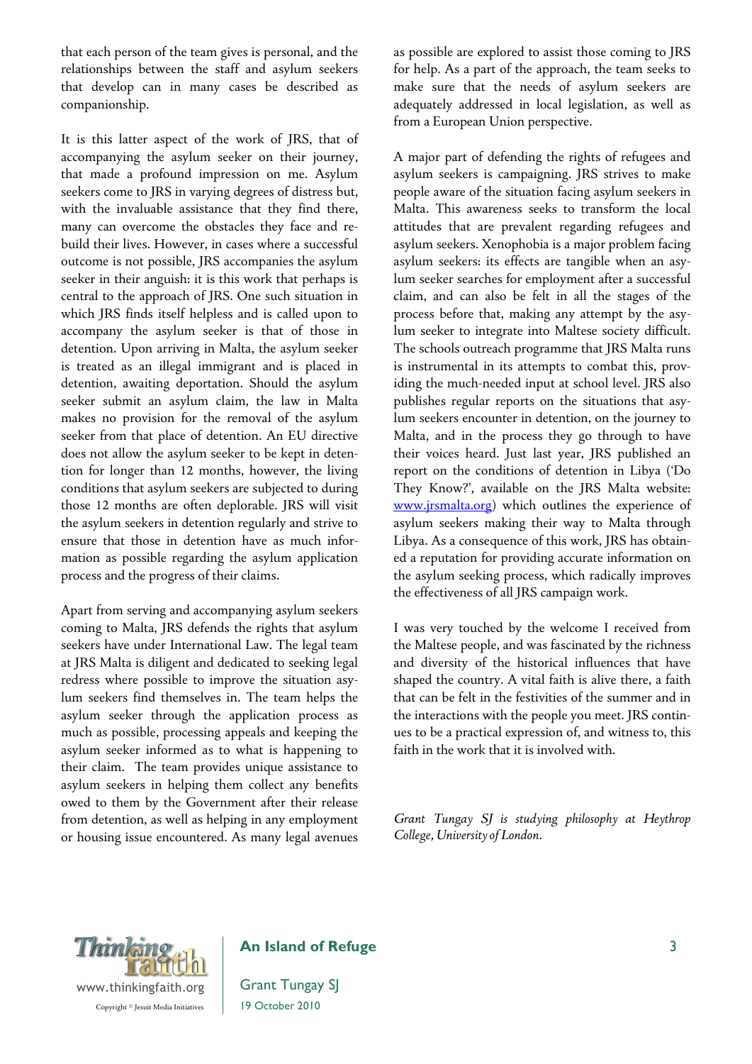that each person of the team gives is personal, and the relationships between the staff and asylum seekers that develop can in many cases be described as companionship.

It is this latter aspect of the work of JRS, that of accompanying the asylum seeker on their journey, that made a profound impression on me. Asylum seekers come to JRS in varying degrees of distress but, with the invaluable assistance that they find there, many can overcome the obstacles they face and rebuild their lives. However, in cases where a successful outcome is not possible, JRS accompanies the asylum seeker in their anguish: it is this work that perhaps is central to the approach of JRS. One such situation in which JRS finds itself helpless and is called upon to accompany the asylum seeker is that of those in detention. Upon arriving in Malta, the asylum seeker is treated as an illegal immigrant and is placed in detention, awaiting deportation. Should the asylum seeker submit an asylum claim, the law in Malta makes no provision for the removal of the asylum seeker from that place of detention. An EU directive does not allow the asylum seeker to be kept in detention for longer than 12 months, however, the living conditions that asylum seekers are subjected to during those 12 months are often deplorable. JRS will visit the asylum seekers in detention regularly and strive to ensure that those in detention have as much information as possible regarding the asylum application process and the progress of their claims.

Apart from serving and accompanying asylum seekers coming to Malta, JRS defends the rights that asylum seekers have under International Law. The legal team at JRS Malta is diligent and dedicated to seeking legal redress where possible to improve the situation asylum seekers find themselves in. The team helps the asylum seeker through the application process as much as possible, processing appeals and keeping the asylum seeker informed as to what is happening to their claim. The team provides unique assistance to asylum seekers in helping them collect any benefits owed to them by the Government after their release from detention, as well as helping in any employment or housing issue encountered. As many legal avenues as possible are explored to assist those coming to JRS for help. As a part of the approach, the team seeks to make sure that the needs of asylum seekers are adequately addressed in local legislation, as well as from a European Union perspective.

A major part of defending the rights of refugees and asylum seekers is campaigning. JRS strives to make people aware of the situation facing asylum seekers in Malta. This awareness seeks to transform the local attitudes that are prevalent regarding refugees and asylum seekers. Xenophobia is a major problem facing asylum seekers: its effects are tangible when an asylum seeker searches for employment after a successful claim, and can also be felt in all the stages of the process before that, making any attempt by the asylum seeker to integrate into Maltese society difficult. The schools outreach programme that JRS Malta runs is instrumental in its attempts to combat this, providing the much-needed input at school level. JRS also publishes regular reports on the situations that asylum seekers encounter in detention, on the journey to Malta, and in the process they go through to have their voices heard. Just last year, JRS published an report on the conditions of detention in Libya ('Do They Know?', available on the JRS Malta website: [www.jrsmalta.org](http://www.jrsmalta.org)) which outlines the experience of asylum seekers making their way to Malta through Libya. As a consequence of this work, JRS has obtained a reputation for providing accurate information on the asylum seeking process, which radically improves the effectiveness of all JRS campaign work.

I was very touched by the welcome I received from the Maltese people, and was fascinated by the richness and diversity of the historical influences that have shaped the country. A vital faith is alive there, a faith that can be felt in the festivities of the summer and in the interactions with the people you meet. JRS continues to be a practical expression of, and witness to, this faith in the work that it is involved with.

*Grant Tungay SJ is studying philosophy at Heythrop College, University of London.*